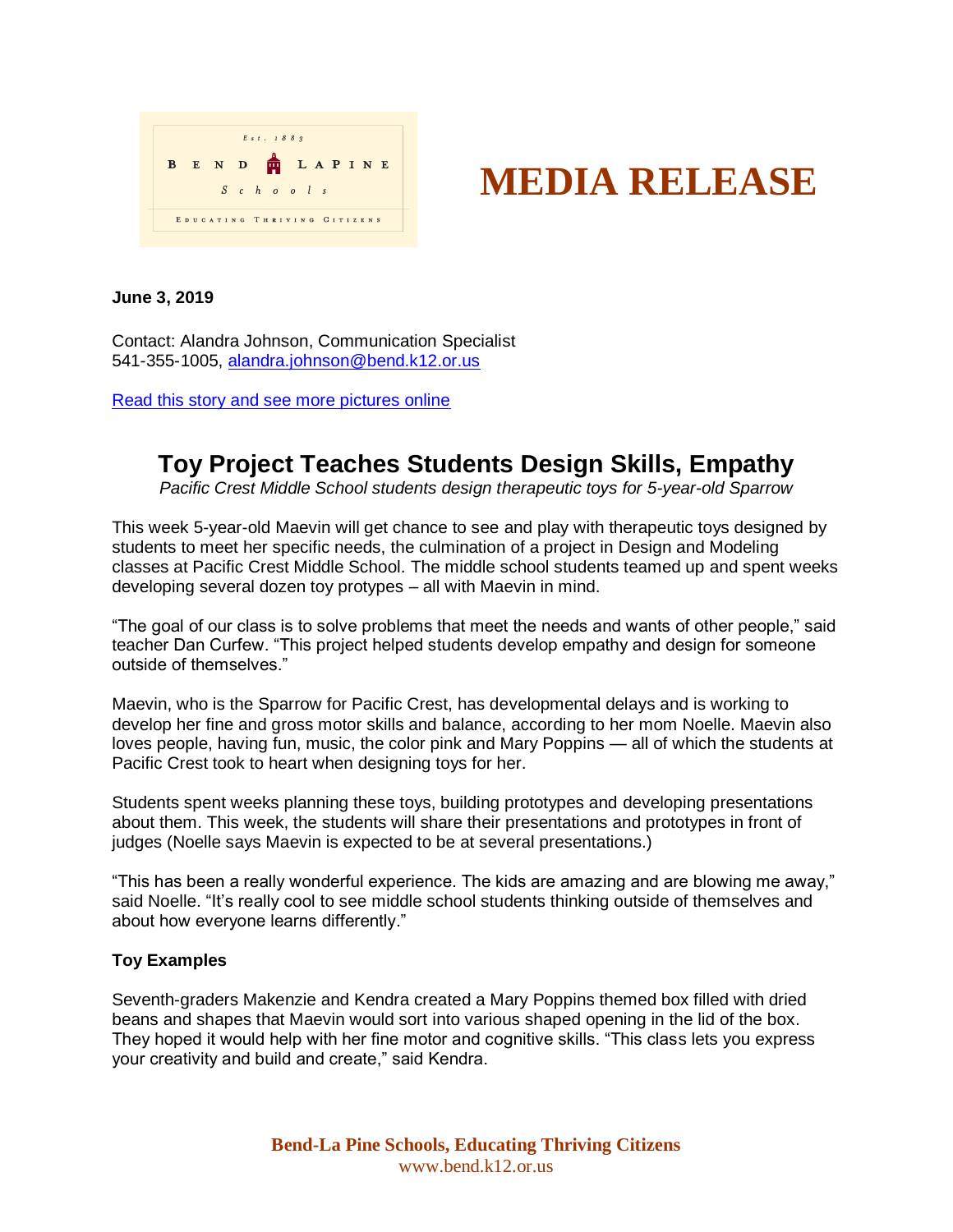Est. 1883

BEND LAPINE

Schools

EDUCATING THRIVING CITIZENS

# MEDIA RELEASE

**June 3, 2019**

Contact: Alandra Johnson, Communication Specialist
541-355-1005, [alandra.johnson@bend.k12.or.us](mailto:alandra.johnson@bend.k12.or.us)

[Read this story and see more pictures online]()

## Toy Project Teaches Students Design Skills, Empathy

*Pacific Crest Middle School students design therapeutic toys for 5-year-old Sparrow*

This week 5-year-old Maevin will get chance to see and play with therapeutic toys designed by students to meet her specific needs, the culmination of a project in Design and Modeling classes at Pacific Crest Middle School. The middle school students teamed up and spent weeks developing several dozen toy protypes – all with Maevin in mind.

"The goal of our class is to solve problems that meet the needs and wants of other people," said teacher Dan Curfew. "This project helped students develop empathy and design for someone outside of themselves."

Maevin, who is the Sparrow for Pacific Crest, has developmental delays and is working to develop her fine and gross motor skills and balance, according to her mom Noelle. Maevin also loves people, having fun, music, the color pink and Mary Poppins — all of which the students at Pacific Crest took to heart when designing toys for her.

Students spent weeks planning these toys, building prototypes and developing presentations about them. This week, the students will share their presentations and prototypes in front of judges (Noelle says Maevin is expected to be at several presentations.)

"This has been a really wonderful experience. The kids are amazing and are blowing me away," said Noelle. "It's really cool to see middle school students thinking outside of themselves and about how everyone learns differently."

**Toy Examples**

Seventh-graders Makenzie and Kendra created a Mary Poppins themed box filled with dried beans and shapes that Maevin would sort into various shaped opening in the lid of the box. They hoped it would help with her fine motor and cognitive skills. "This class lets you express your creativity and build and create," said Kendra.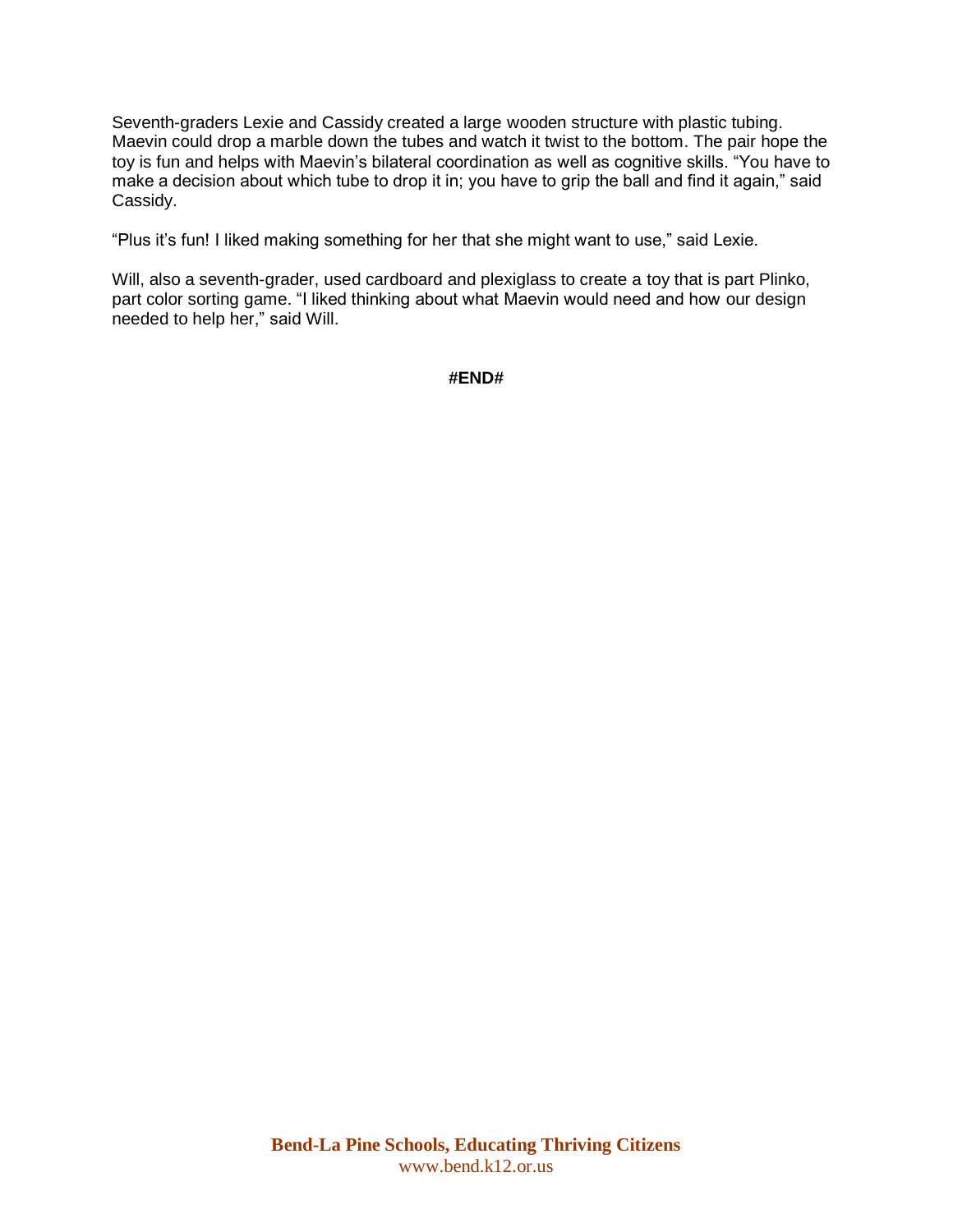Seventh-graders Lexie and Cassidy created a large wooden structure with plastic tubing. Maevin could drop a marble down the tubes and watch it twist to the bottom. The pair hope the toy is fun and helps with Maevin's bilateral coordination as well as cognitive skills. "You have to make a decision about which tube to drop it in; you have to grip the ball and find it again," said Cassidy.

"Plus it's fun! I liked making something for her that she might want to use," said Lexie.

Will, also a seventh-grader, used cardboard and plexiglass to create a toy that is part Plinko, part color sorting game. "I liked thinking about what Maevin would need and how our design needed to help her," said Will.

**#END#**